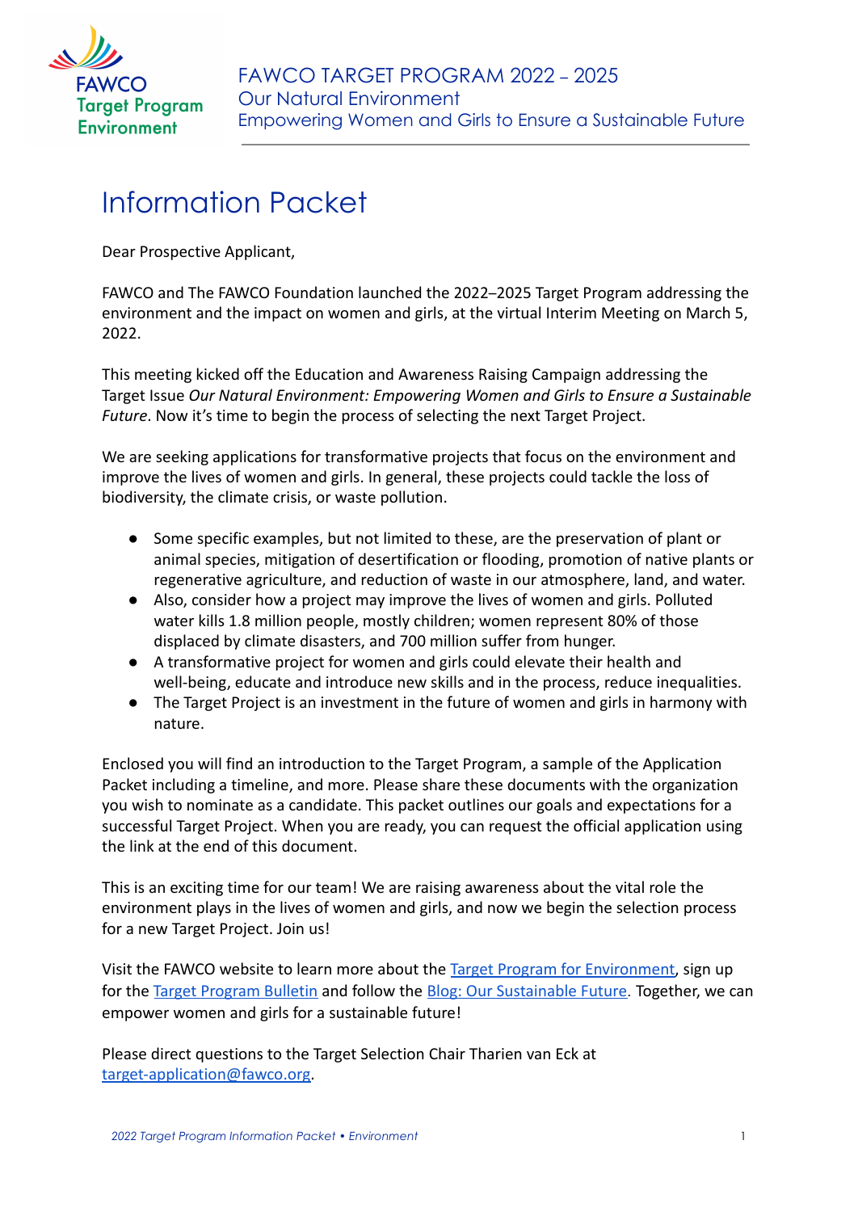FAWCO TARGET PROGRAM 2022 – 2025
Our Natural Environment
Empowering Women and Girls to Ensure a Sustainable Future

# Information Packet

Dear Prospective Applicant,

FAWCO and The FAWCO Foundation launched the 2022–2025 Target Program addressing the environment and the impact on women and girls, at the virtual Interim Meeting on March 5, 2022.

This meeting kicked off the Education and Awareness Raising Campaign addressing the Target Issue *Our Natural Environment: Empowering Women and Girls to Ensure a Sustainable Future*. Now it's time to begin the process of selecting the next Target Project.

We are seeking applications for transformative projects that focus on the environment and improve the lives of women and girls. In general, these projects could tackle the loss of biodiversity, the climate crisis, or waste pollution.

- Some specific examples, but not limited to these, are the preservation of plant or animal species, mitigation of desertification or flooding, promotion of native plants or regenerative agriculture, and reduction of waste in our atmosphere, land, and water.
- Also, consider how a project may improve the lives of women and girls. Polluted water kills 1.8 million people, mostly children; women represent 80% of those displaced by climate disasters, and 700 million suffer from hunger.
- A transformative project for women and girls could elevate their health and well-being, educate and introduce new skills and in the process, reduce inequalities.
- The Target Project is an investment in the future of women and girls in harmony with nature.

Enclosed you will find an introduction to the Target Program, a sample of the Application Packet including a timeline, and more. Please share these documents with the organization you wish to nominate as a candidate. This packet outlines our goals and expectations for a successful Target Project. When you are ready, you can request the official application using the link at the end of this document.

This is an exciting time for our team! We are raising awareness about the vital role the environment plays in the lives of women and girls, and now we begin the selection process for a new Target Project. Join us!

Visit the FAWCO website to learn more about the Target Program for Environment, sign up for the Target Program Bulletin and follow the Blog: Our Sustainable Future. Together, we can empower women and girls for a sustainable future!

Please direct questions to the Target Selection Chair Tharien van Eck at target-application@fawco.org.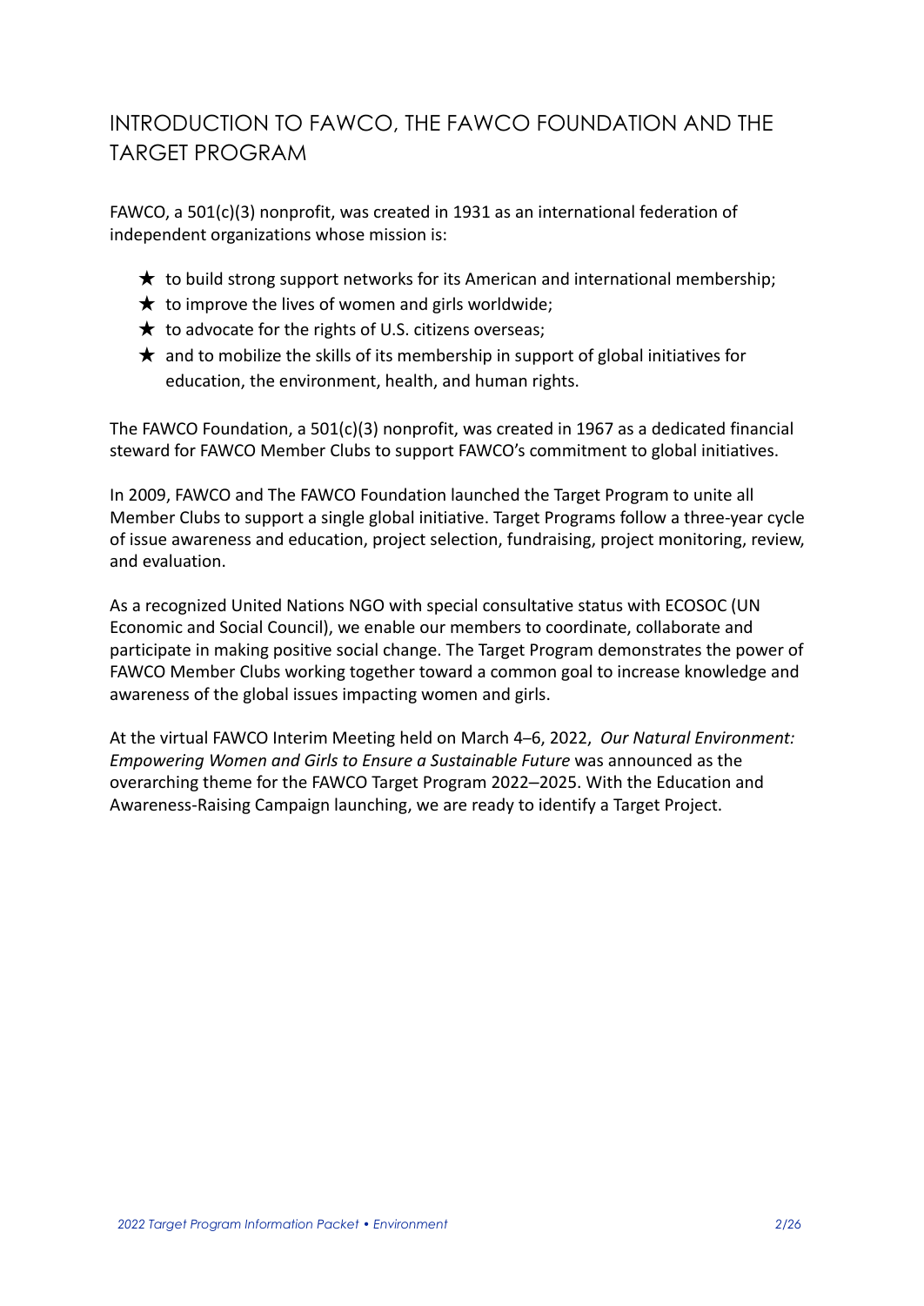# INTRODUCTION TO FAWCO, THE FAWCO FOUNDATION AND THE TARGET PROGRAM

FAWCO, a 501(c)(3) nonprofit, was created in 1931 as an international federation of independent organizations whose mission is:

- ★ to build strong support networks for its American and international membership;
- ★ to improve the lives of women and girls worldwide;
- ★ to advocate for the rights of U.S. citizens overseas;
- ★ and to mobilize the skills of its membership in support of global initiatives for education, the environment, health, and human rights.

The FAWCO Foundation, a 501(c)(3) nonprofit, was created in 1967 as a dedicated financial steward for FAWCO Member Clubs to support FAWCO's commitment to global initiatives.

In 2009, FAWCO and The FAWCO Foundation launched the Target Program to unite all Member Clubs to support a single global initiative. Target Programs follow a three-year cycle of issue awareness and education, project selection, fundraising, project monitoring, review, and evaluation.

As a recognized United Nations NGO with special consultative status with ECOSOC (UN Economic and Social Council), we enable our members to coordinate, collaborate and participate in making positive social change. The Target Program demonstrates the power of FAWCO Member Clubs working together toward a common goal to increase knowledge and awareness of the global issues impacting women and girls.

At the virtual FAWCO Interim Meeting held on March 4–6, 2022, *Our Natural Environment: Empowering Women and Girls to Ensure a Sustainable Future* was announced as the overarching theme for the FAWCO Target Program 2022–2025. With the Education and Awareness-Raising Campaign launching, we are ready to identify a Target Project.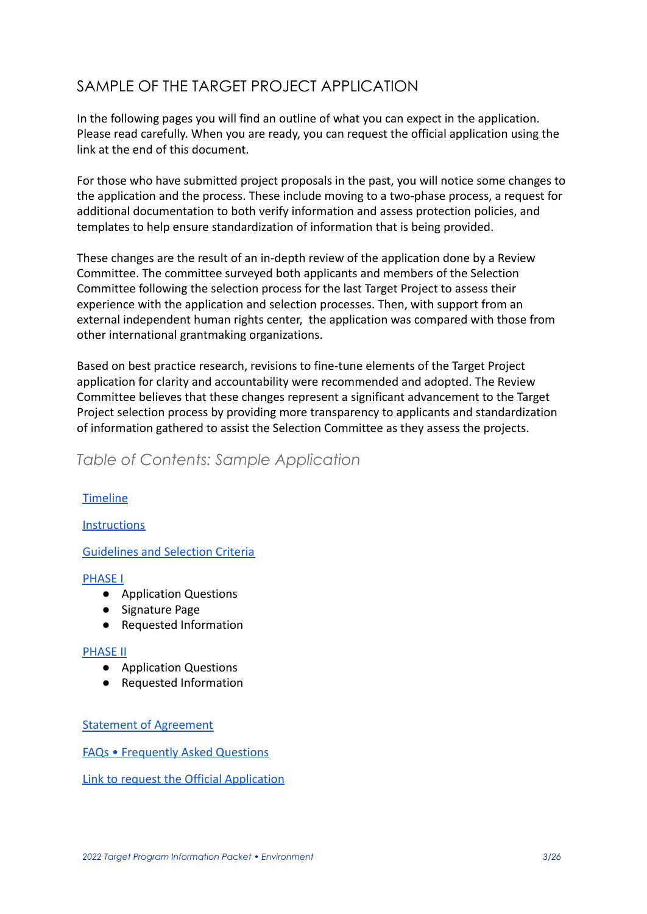# SAMPLE OF THE TARGET PROJECT APPLICATION

In the following pages you will find an outline of what you can expect in the application. Please read carefully. When you are ready, you can request the official application using the link at the end of this document.

For those who have submitted project proposals in the past, you will notice some changes to the application and the process. These include moving to a two-phase process, a request for additional documentation to both verify information and assess protection policies, and templates to help ensure standardization of information that is being provided.

These changes are the result of an in-depth review of the application done by a Review Committee. The committee surveyed both applicants and members of the Selection Committee following the selection process for the last Target Project to assess their experience with the application and selection processes. Then, with support from an external independent human rights center, the application was compared with those from other international grantmaking organizations.

Based on best practice research, revisions to fine-tune elements of the Target Project application for clarity and accountability were recommended and adopted. The Review Committee believes that these changes represent a significant advancement to the Target Project selection process by providing more transparency to applicants and standardization of information gathered to assist the Selection Committee as they assess the projects.

## *Table of Contents: Sample Application*

Timeline

Instructions

Guidelines and Selection Criteria

PHASE I

- Application Questions
- Signature Page
- Requested Information

PHASE II

- Application Questions
- Requested Information

Statement of Agreement

FAQs • Frequently Asked Questions

Link to request the Official Application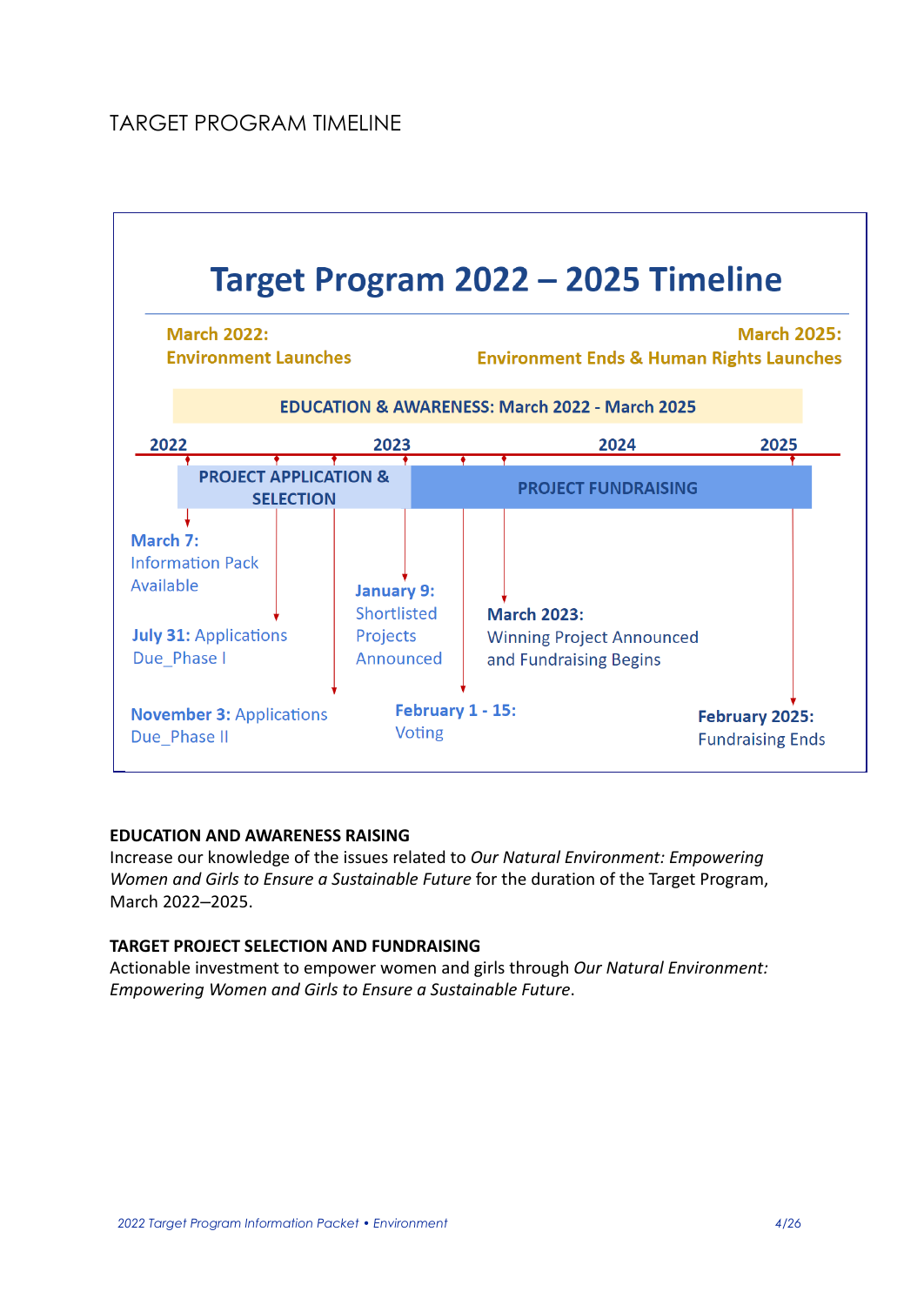# TARGET PROGRAM TIMELINE

## Target Program 2022 – 2025 Timeline

**March 2022:**
**Environment Launches**

**March 2025:**
**Environment Ends & Human Rights Launches**

**EDUCATION & AWARENESS: March 2022 - March 2025**

2022 | 2023 | 2024 | 2025

**PROJECT APPLICATION & SELECTION**

**PROJECT FUNDRAISING**

**March 7:** Information Pack Available

**July 31:** Applications Due_Phase I

**November 3:** Applications Due_Phase II

**January 9:** Shortlisted Projects Announced

**February 1 - 15:** Voting

**March 2023:** Winning Project Announced and Fundraising Begins

**February 2025:** Fundraising Ends

**EDUCATION AND AWARENESS RAISING**
Increase our knowledge of the issues related to *Our Natural Environment: Empowering Women and Girls to Ensure a Sustainable Future* for the duration of the Target Program, March 2022–2025.

**TARGET PROJECT SELECTION AND FUNDRAISING**
Actionable investment to empower women and girls through *Our Natural Environment: Empowering Women and Girls to Ensure a Sustainable Future*.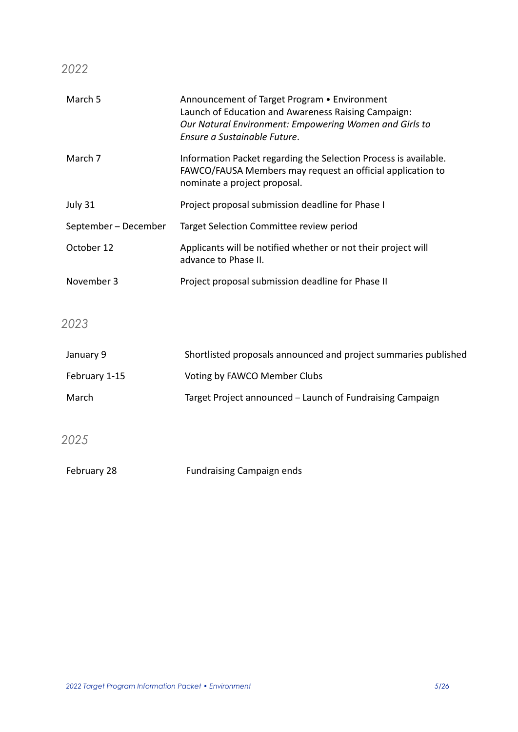## *2022*

| | |
|---|---|
| March 5 | Announcement of Target Program • Environment<br>Launch of Education and Awareness Raising Campaign:<br>*Our Natural Environment: Empowering Women and Girls to Ensure a Sustainable Future*. |
| March 7 | Information Packet regarding the Selection Process is available. FAWCO/FAUSA Members may request an official application to nominate a project proposal. |
| July 31 | Project proposal submission deadline for Phase I |
| September – December | Target Selection Committee review period |
| October 12 | Applicants will be notified whether or not their project will advance to Phase II. |
| November 3 | Project proposal submission deadline for Phase II |

## *2023*

| | |
|---|---|
| January 9 | Shortlisted proposals announced and project summaries published |
| February 1-15 | Voting by FAWCO Member Clubs |
| March | Target Project announced – Launch of Fundraising Campaign |

## *2025*

| | |
|---|---|
| February 28 | Fundraising Campaign ends |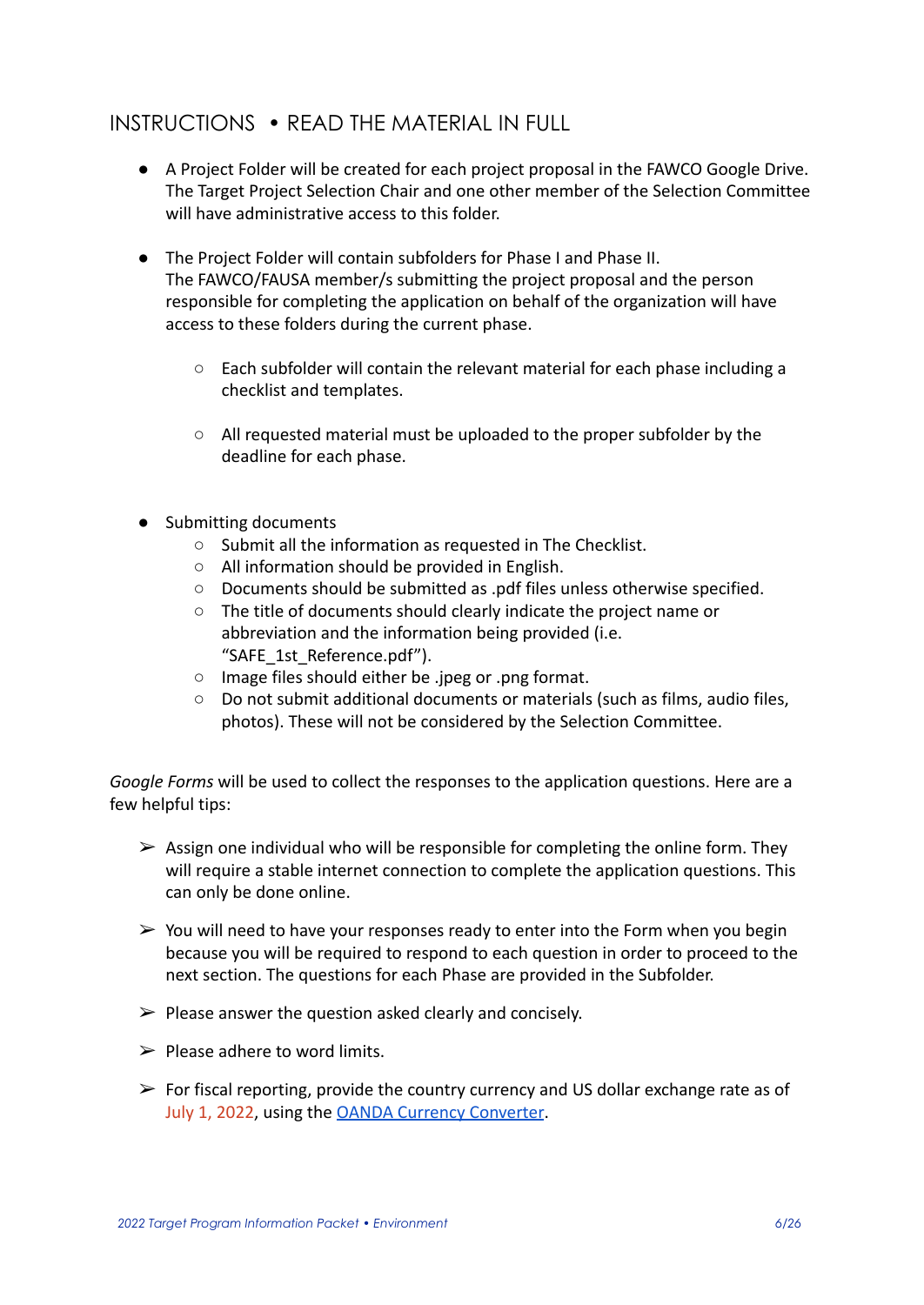## INSTRUCTIONS • READ THE MATERIAL IN FULL

- A Project Folder will be created for each project proposal in the FAWCO Google Drive. The Target Project Selection Chair and one other member of the Selection Committee will have administrative access to this folder.

- The Project Folder will contain subfolders for Phase I and Phase II. The FAWCO/FAUSA member/s submitting the project proposal and the person responsible for completing the application on behalf of the organization will have access to these folders during the current phase.

    - Each subfolder will contain the relevant material for each phase including a checklist and templates.

    - All requested material must be uploaded to the proper subfolder by the deadline for each phase.

- Submitting documents
    - Submit all the information as requested in The Checklist.
    - All information should be provided in English.
    - Documents should be submitted as .pdf files unless otherwise specified.
    - The title of documents should clearly indicate the project name or abbreviation and the information being provided (i.e. "SAFE_1st_Reference.pdf").
    - Image files should either be .jpeg or .png format.
    - Do not submit additional documents or materials (such as films, audio files, photos). These will not be considered by the Selection Committee.

*Google Forms* will be used to collect the responses to the application questions. Here are a few helpful tips:

- Assign one individual who will be responsible for completing the online form. They will require a stable internet connection to complete the application questions. This can only be done online.

- You will need to have your responses ready to enter into the Form when you begin because you will be required to respond to each question in order to proceed to the next section. The questions for each Phase are provided in the Subfolder.

- Please answer the question asked clearly and concisely.

- Please adhere to word limits.

- For fiscal reporting, provide the country currency and US dollar exchange rate as of July 1, 2022, using the OANDA Currency Converter.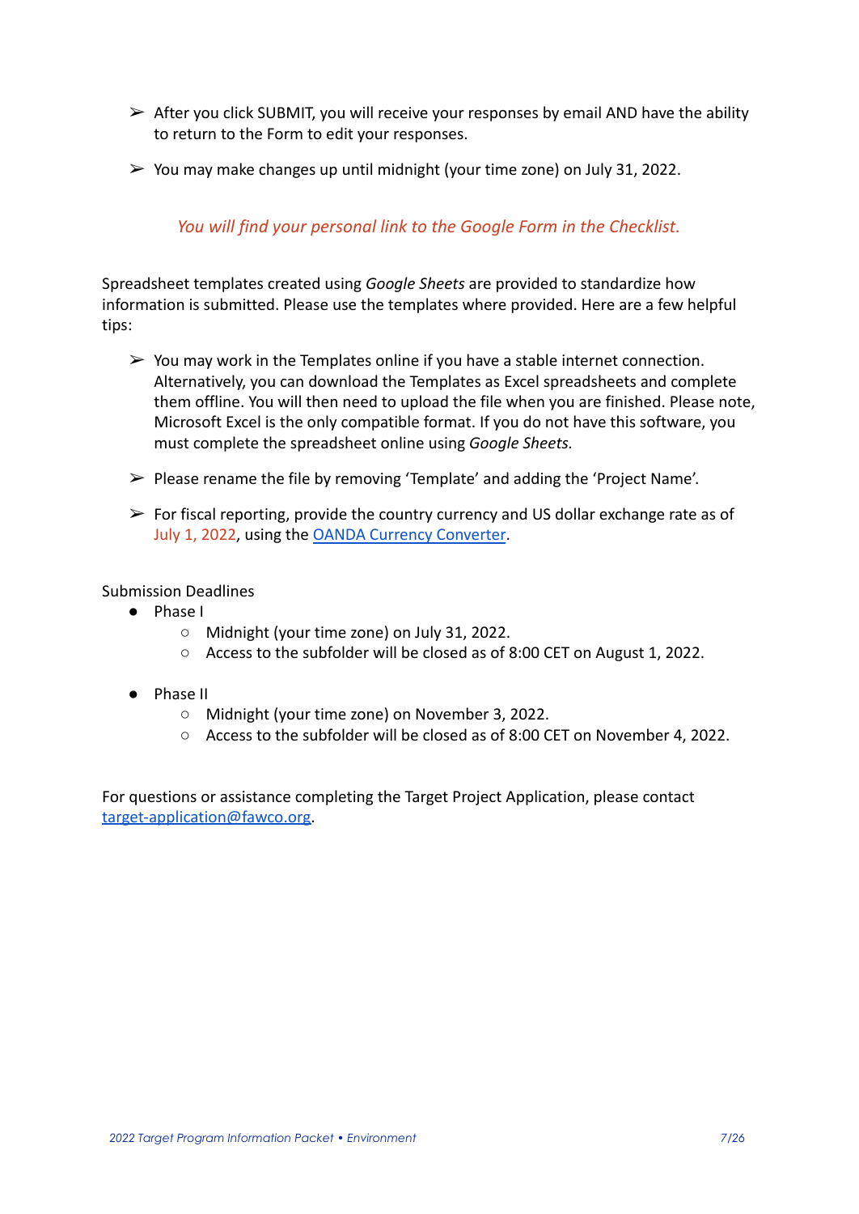- After you click SUBMIT, you will receive your responses by email AND have the ability to return to the Form to edit your responses.
- You may make changes up until midnight (your time zone) on July 31, 2022.

*You will find your personal link to the Google Form in the Checklist.*

Spreadsheet templates created using *Google Sheets* are provided to standardize how information is submitted. Please use the templates where provided. Here are a few helpful tips:

- You may work in the Templates online if you have a stable internet connection. Alternatively, you can download the Templates as Excel spreadsheets and complete them offline. You will then need to upload the file when you are finished. Please note, Microsoft Excel is the only compatible format. If you do not have this software, you must complete the spreadsheet online using *Google Sheets*.
- Please rename the file by removing 'Template' and adding the 'Project Name'.
- For fiscal reporting, provide the country currency and US dollar exchange rate as of July 1, 2022, using the OANDA Currency Converter.

Submission Deadlines

- Phase I
  - Midnight (your time zone) on July 31, 2022.
  - Access to the subfolder will be closed as of 8:00 CET on August 1, 2022.
- Phase II
  - Midnight (your time zone) on November 3, 2022.
  - Access to the subfolder will be closed as of 8:00 CET on November 4, 2022.

For questions or assistance completing the Target Project Application, please contact target-application@fawco.org.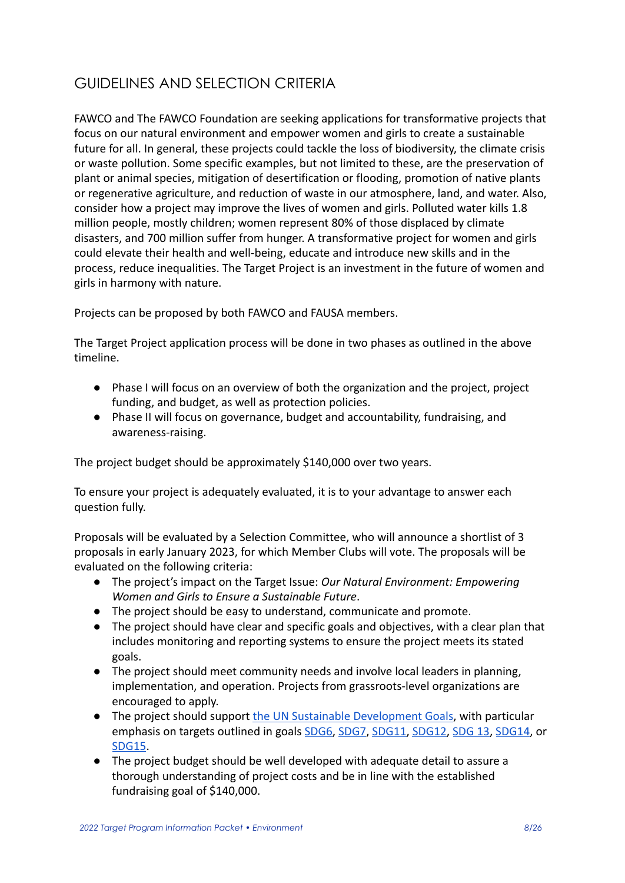## GUIDELINES AND SELECTION CRITERIA

FAWCO and The FAWCO Foundation are seeking applications for transformative projects that focus on our natural environment and empower women and girls to create a sustainable future for all. In general, these projects could tackle the loss of biodiversity, the climate crisis or waste pollution. Some specific examples, but not limited to these, are the preservation of plant or animal species, mitigation of desertification or flooding, promotion of native plants or regenerative agriculture, and reduction of waste in our atmosphere, land, and water. Also, consider how a project may improve the lives of women and girls. Polluted water kills 1.8 million people, mostly children; women represent 80% of those displaced by climate disasters, and 700 million suffer from hunger. A transformative project for women and girls could elevate their health and well-being, educate and introduce new skills and in the process, reduce inequalities. The Target Project is an investment in the future of women and girls in harmony with nature.

Projects can be proposed by both FAWCO and FAUSA members.

The Target Project application process will be done in two phases as outlined in the above timeline.

- Phase I will focus on an overview of both the organization and the project, project funding, and budget, as well as protection policies.
- Phase II will focus on governance, budget and accountability, fundraising, and awareness-raising.

The project budget should be approximately $140,000 over two years.

To ensure your project is adequately evaluated, it is to your advantage to answer each question fully.

Proposals will be evaluated by a Selection Committee, who will announce a shortlist of 3 proposals in early January 2023, for which Member Clubs will vote. The proposals will be evaluated on the following criteria:

- The project's impact on the Target Issue: *Our Natural Environment: Empowering Women and Girls to Ensure a Sustainable Future*.
- The project should be easy to understand, communicate and promote.
- The project should have clear and specific goals and objectives, with a clear plan that includes monitoring and reporting systems to ensure the project meets its stated goals.
- The project should meet community needs and involve local leaders in planning, implementation, and operation. Projects from grassroots-level organizations are encouraged to apply.
- The project should support the UN Sustainable Development Goals, with particular emphasis on targets outlined in goals SDG6, SDG7, SDG11, SDG12, SDG 13, SDG14, or SDG15.
- The project budget should be well developed with adequate detail to assure a thorough understanding of project costs and be in line with the established fundraising goal of $140,000.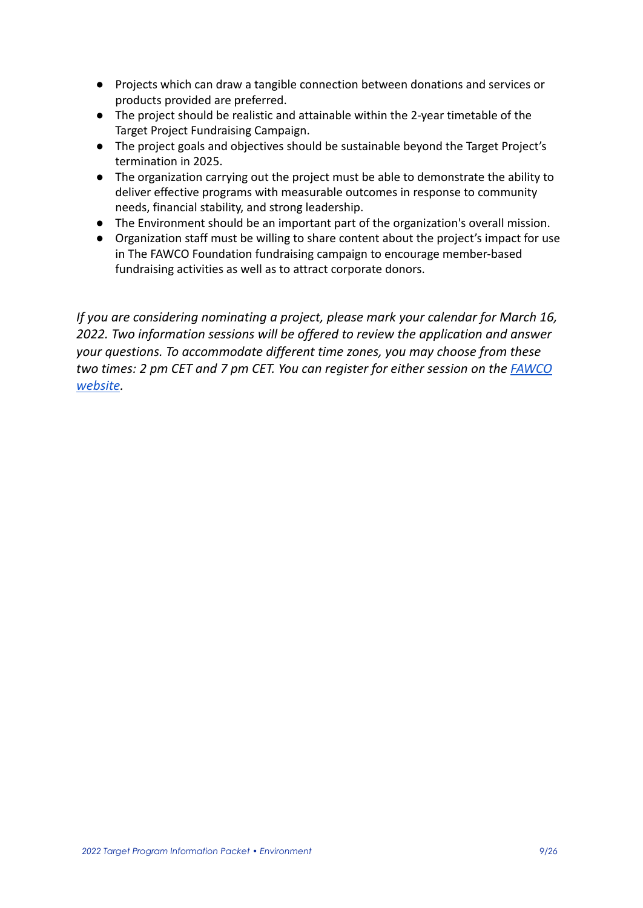- Projects which can draw a tangible connection between donations and services or products provided are preferred.
- The project should be realistic and attainable within the 2-year timetable of the Target Project Fundraising Campaign.
- The project goals and objectives should be sustainable beyond the Target Project's termination in 2025.
- The organization carrying out the project must be able to demonstrate the ability to deliver effective programs with measurable outcomes in response to community needs, financial stability, and strong leadership.
- The Environment should be an important part of the organization's overall mission.
- Organization staff must be willing to share content about the project's impact for use in The FAWCO Foundation fundraising campaign to encourage member-based fundraising activities as well as to attract corporate donors.

*If you are considering nominating a project, please mark your calendar for March 16, 2022. Two information sessions will be offered to review the application and answer your questions. To accommodate different time zones, you may choose from these two times: 2 pm CET and 7 pm CET. You can register for either session on the [FAWCO website](#).*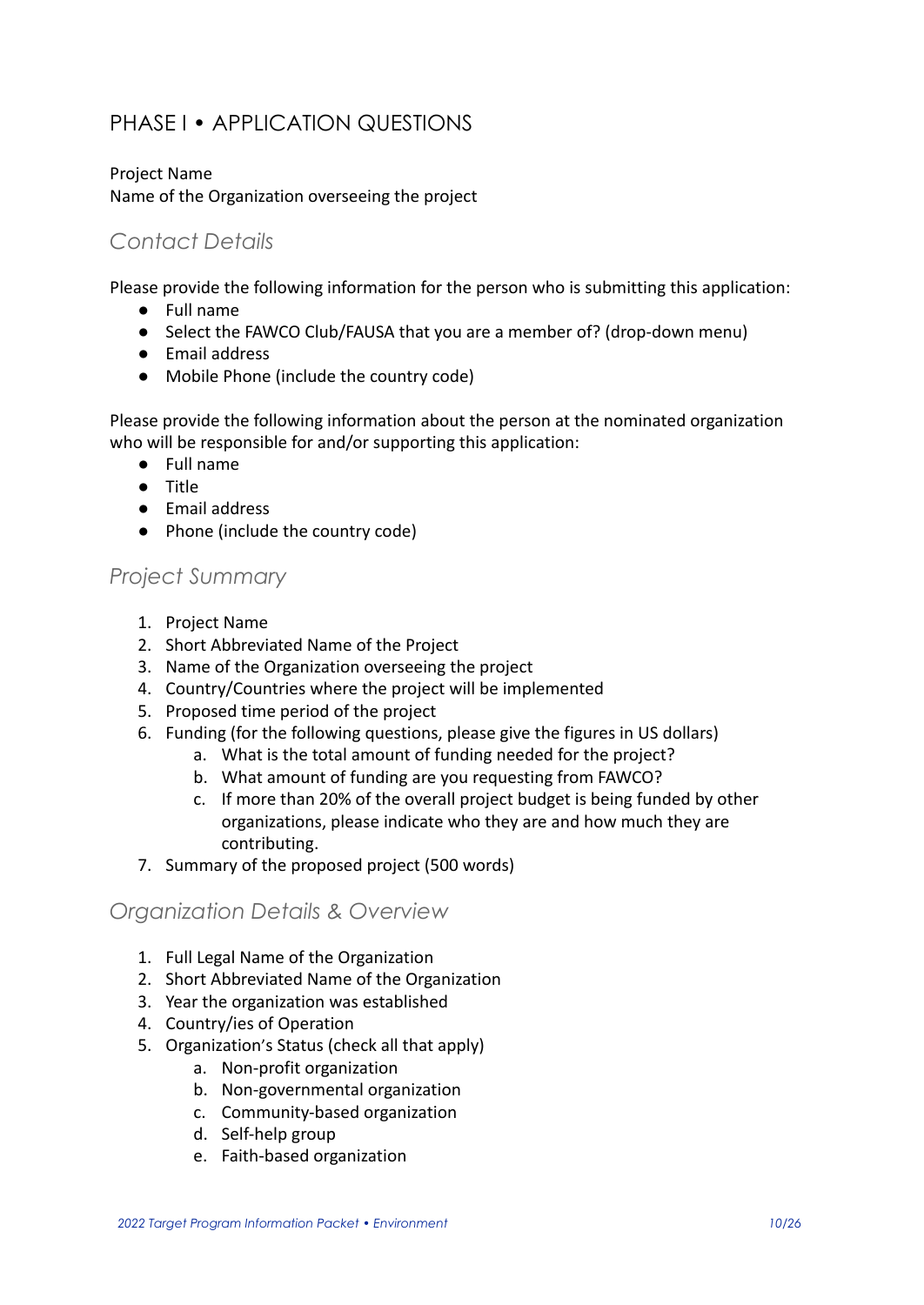# PHASE I • APPLICATION QUESTIONS

Project Name
Name of the Organization overseeing the project

## *Contact Details*

Please provide the following information for the person who is submitting this application:

- Full name
- Select the FAWCO Club/FAUSA that you are a member of? (drop-down menu)
- Email address
- Mobile Phone (include the country code)

Please provide the following information about the person at the nominated organization who will be responsible for and/or supporting this application:

- Full name
- Title
- Email address
- Phone (include the country code)

## *Project Summary*

1. Project Name
2. Short Abbreviated Name of the Project
3. Name of the Organization overseeing the project
4. Country/Countries where the project will be implemented
5. Proposed time period of the project
6. Funding (for the following questions, please give the figures in US dollars)
    a. What is the total amount of funding needed for the project?
    b. What amount of funding are you requesting from FAWCO?
    c. If more than 20% of the overall project budget is being funded by other organizations, please indicate who they are and how much they are contributing.
7. Summary of the proposed project (500 words)

## *Organization Details & Overview*

1. Full Legal Name of the Organization
2. Short Abbreviated Name of the Organization
3. Year the organization was established
4. Country/ies of Operation
5. Organization's Status (check all that apply)
    a. Non-profit organization
    b. Non-governmental organization
    c. Community-based organization
    d. Self-help group
    e. Faith-based organization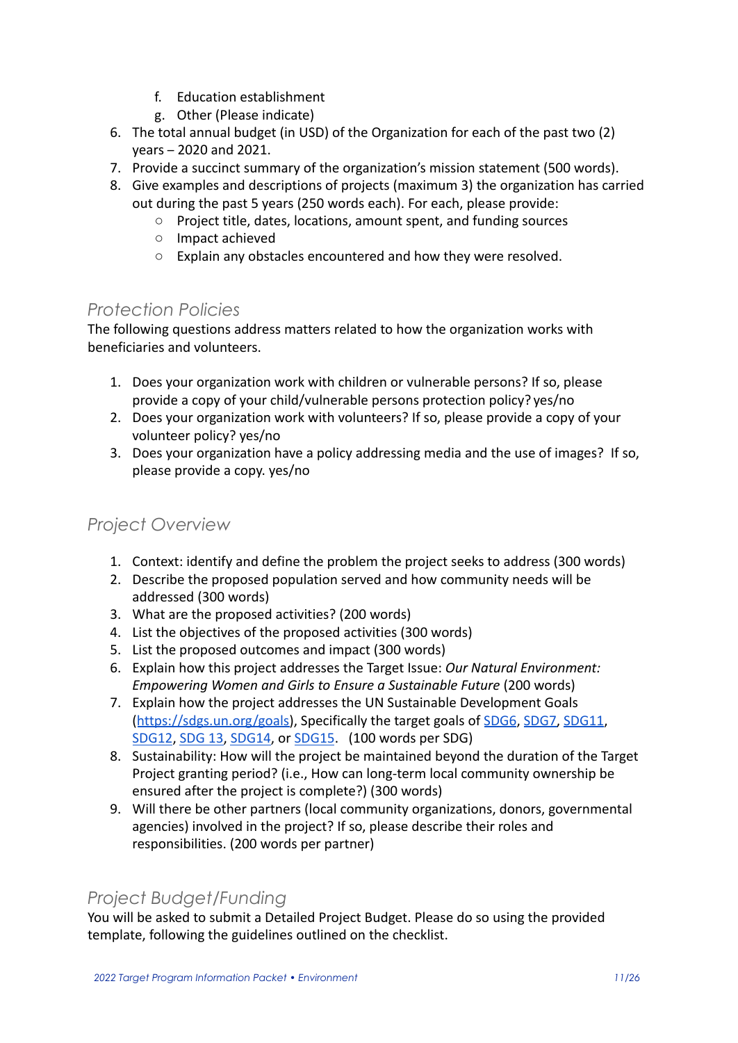f. Education establishment
g. Other (Please indicate)

6. The total annual budget (in USD) of the Organization for each of the past two (2) years – 2020 and 2021.
7. Provide a succinct summary of the organization's mission statement (500 words).
8. Give examples and descriptions of projects (maximum 3) the organization has carried out during the past 5 years (250 words each). For each, please provide:
   - Project title, dates, locations, amount spent, and funding sources
   - Impact achieved
   - Explain any obstacles encountered and how they were resolved.

## Protection Policies

The following questions address matters related to how the organization works with beneficiaries and volunteers.

1. Does your organization work with children or vulnerable persons? If so, please provide a copy of your child/vulnerable persons protection policy? yes/no
2. Does your organization work with volunteers? If so, please provide a copy of your volunteer policy? yes/no
3. Does your organization have a policy addressing media and the use of images? If so, please provide a copy. yes/no

## Project Overview

1. Context: identify and define the problem the project seeks to address (300 words)
2. Describe the proposed population served and how community needs will be addressed (300 words)
3. What are the proposed activities? (200 words)
4. List the objectives of the proposed activities (300 words)
5. List the proposed outcomes and impact (300 words)
6. Explain how this project addresses the Target Issue: *Our Natural Environment: Empowering Women and Girls to Ensure a Sustainable Future* (200 words)
7. Explain how the project addresses the UN Sustainable Development Goals (https://sdgs.un.org/goals), Specifically the target goals of SDG6, SDG7, SDG11, SDG12, SDG 13, SDG14, or SDG15. (100 words per SDG)
8. Sustainability: How will the project be maintained beyond the duration of the Target Project granting period? (i.e., How can long-term local community ownership be ensured after the project is complete?) (300 words)
9. Will there be other partners (local community organizations, donors, governmental agencies) involved in the project? If so, please describe their roles and responsibilities. (200 words per partner)

## Project Budget/Funding

You will be asked to submit a Detailed Project Budget. Please do so using the provided template, following the guidelines outlined on the checklist.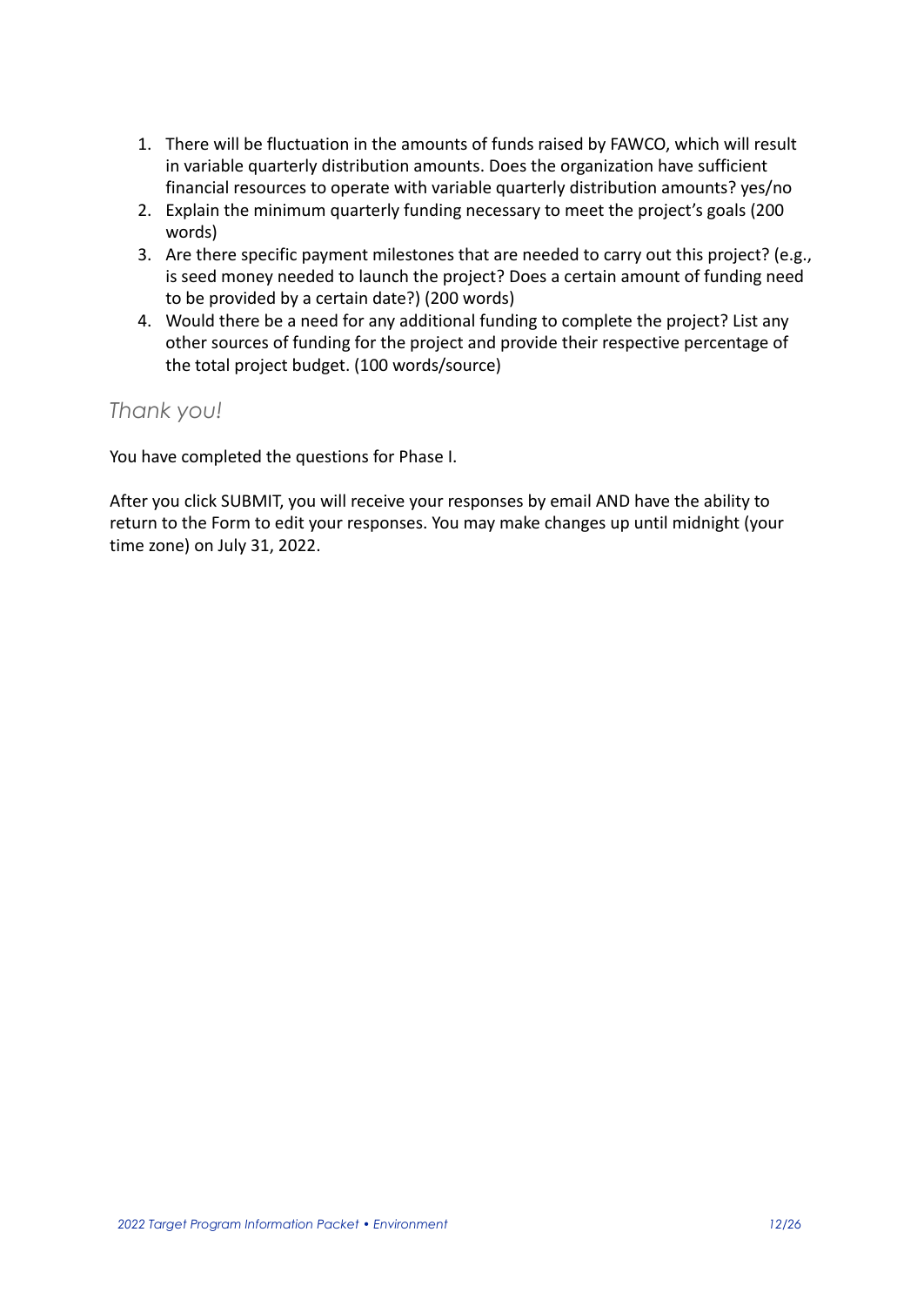1. There will be fluctuation in the amounts of funds raised by FAWCO, which will result in variable quarterly distribution amounts. Does the organization have sufficient financial resources to operate with variable quarterly distribution amounts? yes/no
2. Explain the minimum quarterly funding necessary to meet the project's goals (200 words)
3. Are there specific payment milestones that are needed to carry out this project? (e.g., is seed money needed to launch the project? Does a certain amount of funding need to be provided by a certain date?) (200 words)
4. Would there be a need for any additional funding to complete the project? List any other sources of funding for the project and provide their respective percentage of the total project budget. (100 words/source)

## *Thank you!*

You have completed the questions for Phase I.

After you click SUBMIT, you will receive your responses by email AND have the ability to return to the Form to edit your responses. You may make changes up until midnight (your time zone) on July 31, 2022.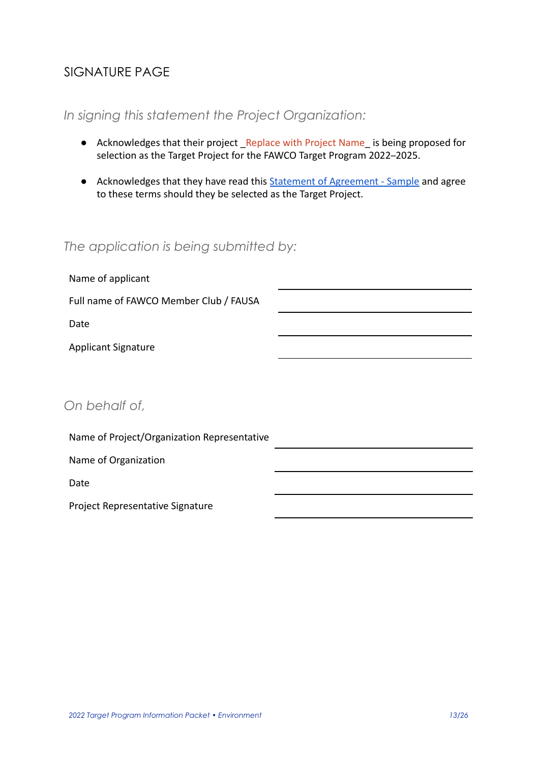# SIGNATURE PAGE

*In signing this statement the Project Organization:*

- Acknowledges that their project _Replace with Project Name_ is being proposed for selection as the Target Project for the FAWCO Target Program 2022–2025.
- Acknowledges that they have read this Statement of Agreement - Sample and agree to these terms should they be selected as the Target Project.

*The application is being submitted by:*

| | |
|---|---|
| Name of applicant | ______________________ |
| Full name of FAWCO Member Club / FAUSA | ______________________ |
| Date | ______________________ |
| Applicant Signature | ______________________ |

*On behalf of,*

| | |
|---|---|
| Name of Project/Organization Representative | ______________________ |
| Name of Organization | ______________________ |
| Date | ______________________ |
| Project Representative Signature | ______________________ |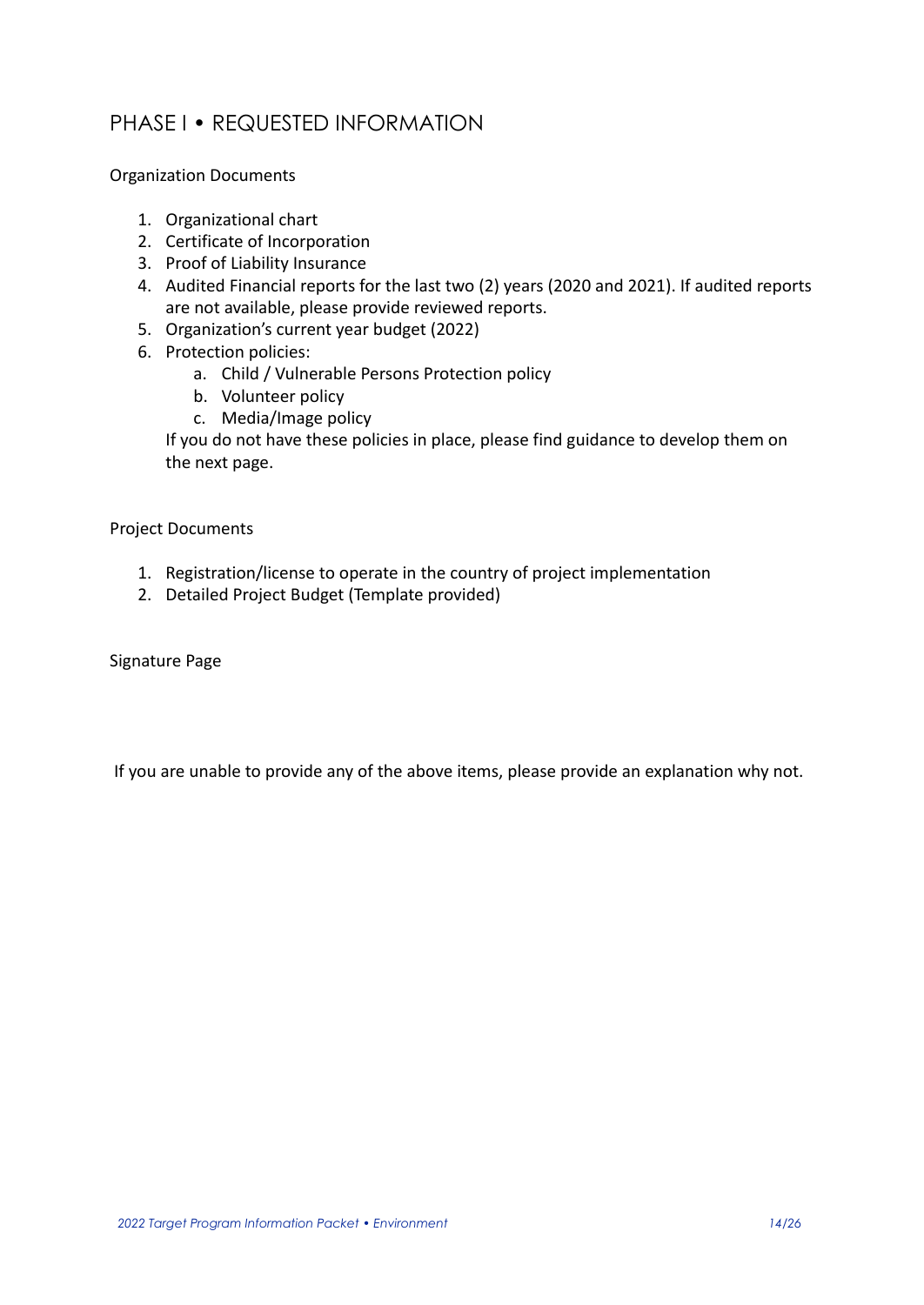# PHASE I • REQUESTED INFORMATION

Organization Documents

1. Organizational chart
2. Certificate of Incorporation
3. Proof of Liability Insurance
4. Audited Financial reports for the last two (2) years (2020 and 2021). If audited reports are not available, please provide reviewed reports.
5. Organization's current year budget (2022)
6. Protection policies:
   a. Child / Vulnerable Persons Protection policy
   b. Volunteer policy
   c. Media/Image policy

   If you do not have these policies in place, please find guidance to develop them on the next page.

Project Documents

1. Registration/license to operate in the country of project implementation
2. Detailed Project Budget (Template provided)

Signature Page

If you are unable to provide any of the above items, please provide an explanation why not.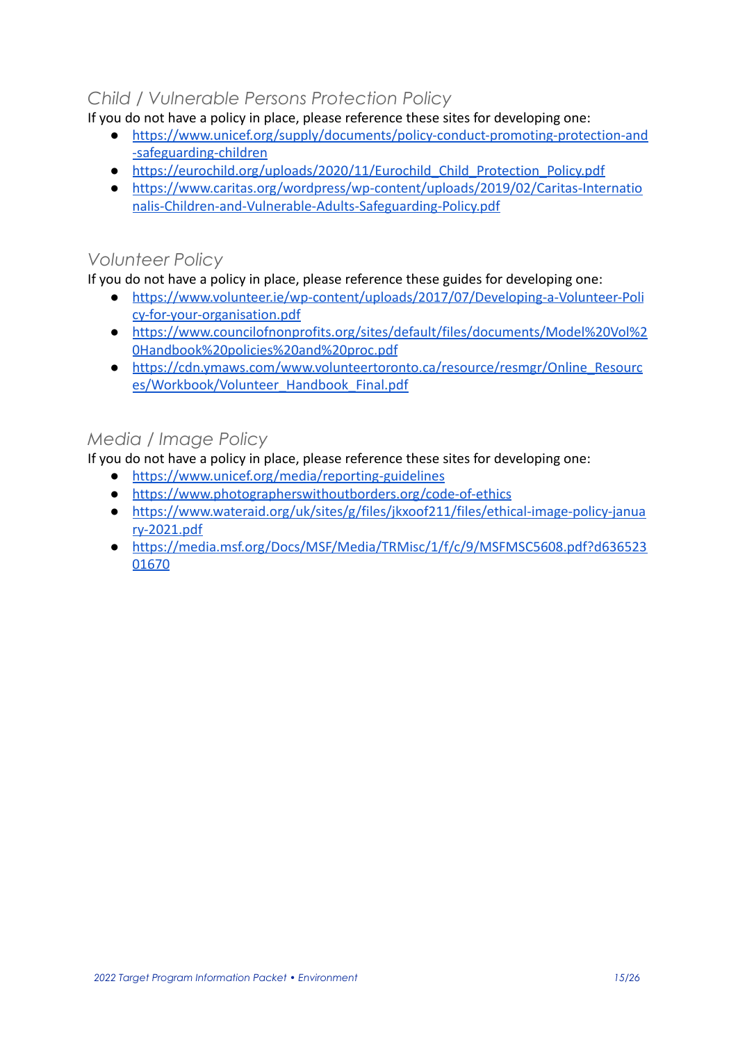### *Child / Vulnerable Persons Protection Policy*

If you do not have a policy in place, please reference these sites for developing one:

- https://www.unicef.org/supply/documents/policy-conduct-promoting-protection-and-safeguarding-children
- https://eurochild.org/uploads/2020/11/Eurochild_Child_Protection_Policy.pdf
- https://www.caritas.org/wordpress/wp-content/uploads/2019/02/Caritas-Internationalis-Children-and-Vulnerable-Adults-Safeguarding-Policy.pdf

### *Volunteer Policy*

If you do not have a policy in place, please reference these guides for developing one:

- https://www.volunteer.ie/wp-content/uploads/2017/07/Developing-a-Volunteer-Policy-for-your-organisation.pdf
- https://www.councilofnonprofits.org/sites/default/files/documents/Model%20Vol%20Handbook%20policies%20and%20proc.pdf
- https://cdn.ymaws.com/www.volunteertoronto.ca/resource/resmgr/Online_Resources/Workbook/Volunteer_Handbook_Final.pdf

### *Media / Image Policy*

If you do not have a policy in place, please reference these sites for developing one:

- https://www.unicef.org/media/reporting-guidelines
- https://www.photographerswithoutborders.org/code-of-ethics
- https://www.wateraid.org/uk/sites/g/files/jkxoof211/files/ethical-image-policy-january-2021.pdf
- https://media.msf.org/Docs/MSF/Media/TRMisc/1/f/c/9/MSFMSC5608.pdf?d63652301670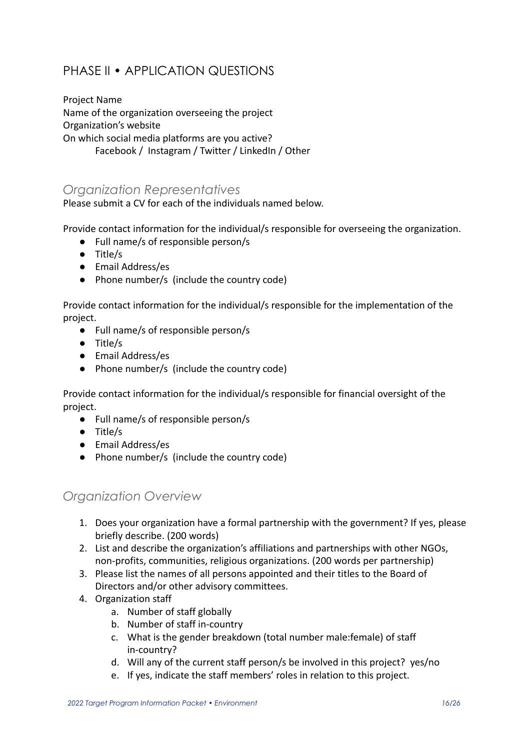## PHASE II • APPLICATION QUESTIONS

Project Name

Name of the organization overseeing the project

Organization's website

On which social media platforms are you active?

Facebook / Instagram / Twitter / LinkedIn / Other

### *Organization Representatives*

Please submit a CV for each of the individuals named below.

Provide contact information for the individual/s responsible for overseeing the organization.

- Full name/s of responsible person/s
- Title/s
- Email Address/es
- Phone number/s (include the country code)

Provide contact information for the individual/s responsible for the implementation of the project.

- Full name/s of responsible person/s
- Title/s
- Email Address/es
- Phone number/s (include the country code)

Provide contact information for the individual/s responsible for financial oversight of the project.

- Full name/s of responsible person/s
- Title/s
- Email Address/es
- Phone number/s (include the country code)

### *Organization Overview*

1. Does your organization have a formal partnership with the government? If yes, please briefly describe. (200 words)
2. List and describe the organization's affiliations and partnerships with other NGOs, non-profits, communities, religious organizations. (200 words per partnership)
3. Please list the names of all persons appointed and their titles to the Board of Directors and/or other advisory committees.
4. Organization staff
    a. Number of staff globally
    b. Number of staff in-country
    c. What is the gender breakdown (total number male:female) of staff in-country?
    d. Will any of the current staff person/s be involved in this project? yes/no
    e. If yes, indicate the staff members' roles in relation to this project.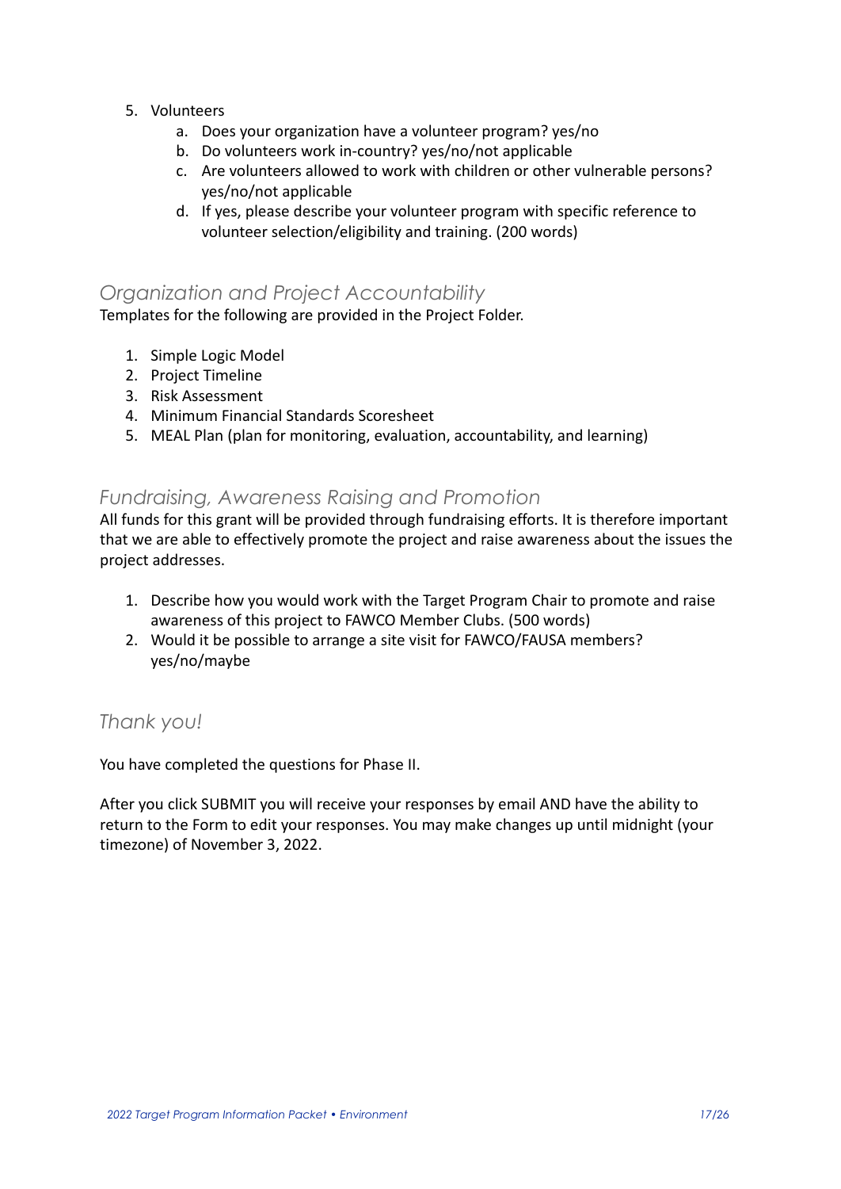5. Volunteers
    a. Does your organization have a volunteer program? yes/no
    b. Do volunteers work in-country? yes/no/not applicable
    c. Are volunteers allowed to work with children or other vulnerable persons? yes/no/not applicable
    d. If yes, please describe your volunteer program with specific reference to volunteer selection/eligibility and training. (200 words)

## *Organization and Project Accountability*

Templates for the following are provided in the Project Folder.

1. Simple Logic Model
2. Project Timeline
3. Risk Assessment
4. Minimum Financial Standards Scoresheet
5. MEAL Plan (plan for monitoring, evaluation, accountability, and learning)

## *Fundraising, Awareness Raising and Promotion*

All funds for this grant will be provided through fundraising efforts. It is therefore important that we are able to effectively promote the project and raise awareness about the issues the project addresses.

1. Describe how you would work with the Target Program Chair to promote and raise awareness of this project to FAWCO Member Clubs. (500 words)
2. Would it be possible to arrange a site visit for FAWCO/FAUSA members? yes/no/maybe

## *Thank you!*

You have completed the questions for Phase II.

After you click SUBMIT you will receive your responses by email AND have the ability to return to the Form to edit your responses. You may make changes up until midnight (your timezone) of November 3, 2022.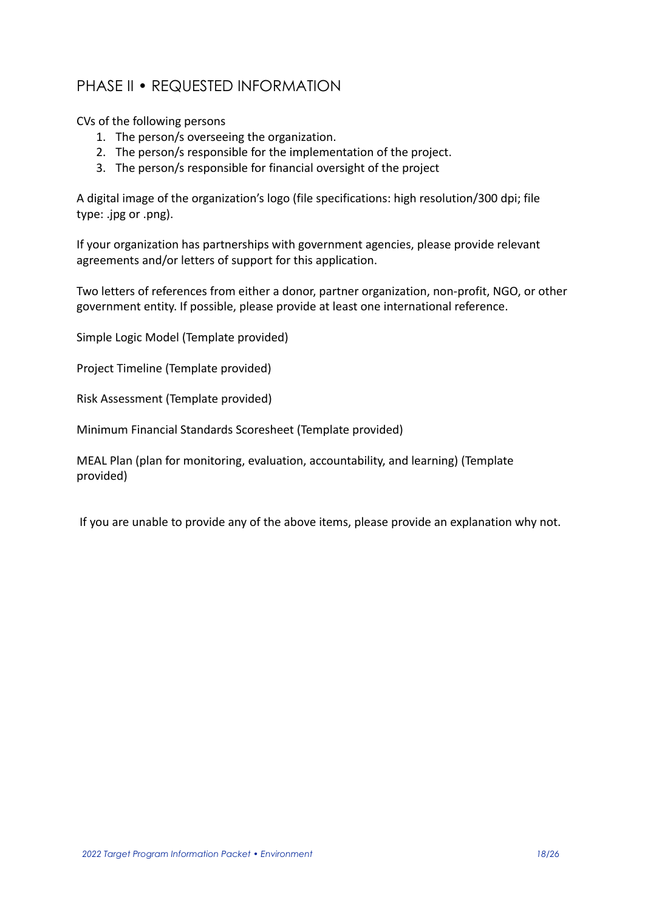## PHASE II • REQUESTED INFORMATION

CVs of the following persons

1. The person/s overseeing the organization.
2. The person/s responsible for the implementation of the project.
3. The person/s responsible for financial oversight of the project

A digital image of the organization's logo (file specifications: high resolution/300 dpi; file type: .jpg or .png).

If your organization has partnerships with government agencies, please provide relevant agreements and/or letters of support for this application.

Two letters of references from either a donor, partner organization, non-profit, NGO, or other government entity. If possible, please provide at least one international reference.

Simple Logic Model (Template provided)

Project Timeline (Template provided)

Risk Assessment (Template provided)

Minimum Financial Standards Scoresheet (Template provided)

MEAL Plan (plan for monitoring, evaluation, accountability, and learning) (Template provided)

If you are unable to provide any of the above items, please provide an explanation why not.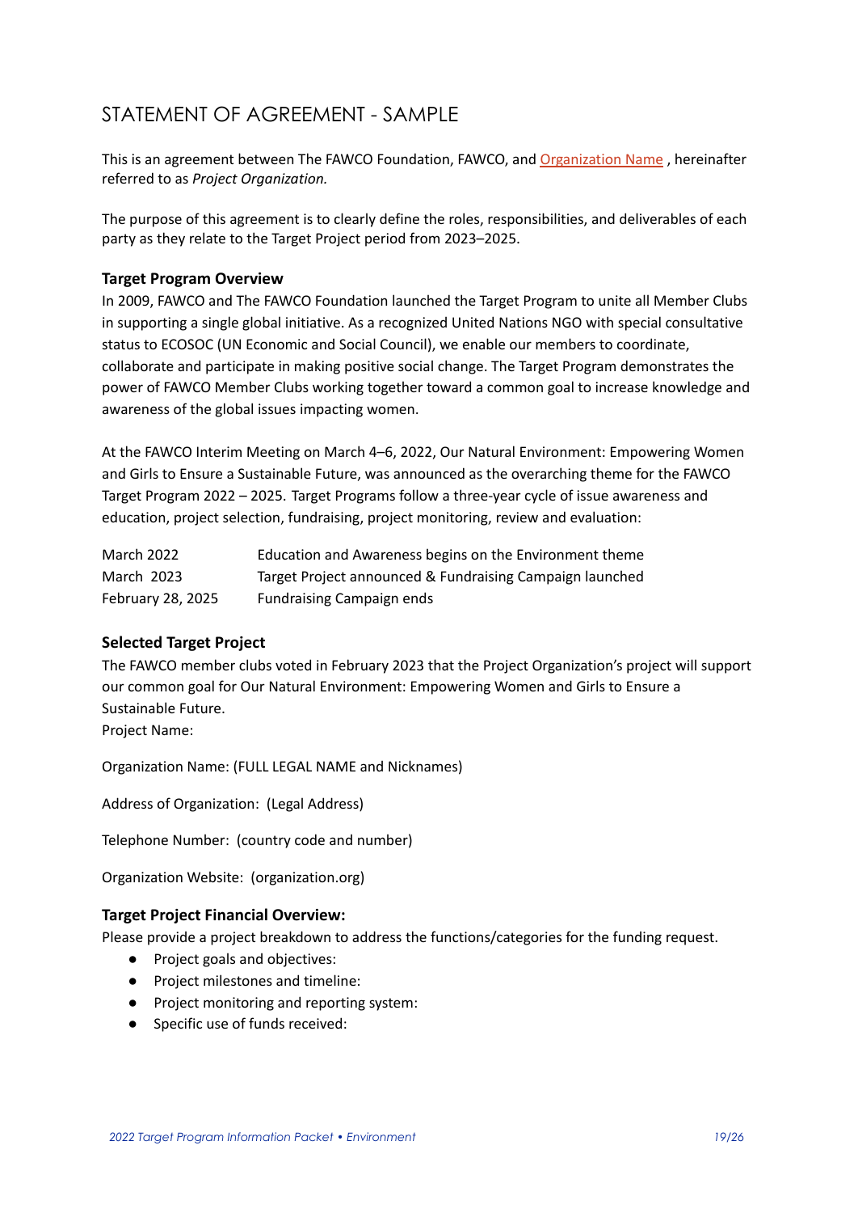# STATEMENT OF AGREEMENT - SAMPLE

This is an agreement between The FAWCO Foundation, FAWCO, and Organization Name , hereinafter referred to as *Project Organization.*

The purpose of this agreement is to clearly define the roles, responsibilities, and deliverables of each party as they relate to the Target Project period from 2023–2025.

### Target Program Overview

In 2009, FAWCO and The FAWCO Foundation launched the Target Program to unite all Member Clubs in supporting a single global initiative. As a recognized United Nations NGO with special consultative status to ECOSOC (UN Economic and Social Council), we enable our members to coordinate, collaborate and participate in making positive social change. The Target Program demonstrates the power of FAWCO Member Clubs working together toward a common goal to increase knowledge and awareness of the global issues impacting women.

At the FAWCO Interim Meeting on March 4–6, 2022, Our Natural Environment: Empowering Women and Girls to Ensure a Sustainable Future, was announced as the overarching theme for the FAWCO Target Program 2022 – 2025. Target Programs follow a three-year cycle of issue awareness and education, project selection, fundraising, project monitoring, review and evaluation:

| | |
|---|---|
| March 2022 | Education and Awareness begins on the Environment theme |
| March 2023 | Target Project announced & Fundraising Campaign launched |
| February 28, 2025 | Fundraising Campaign ends |

### Selected Target Project

The FAWCO member clubs voted in February 2023 that the Project Organization's project will support our common goal for Our Natural Environment: Empowering Women and Girls to Ensure a Sustainable Future.

Project Name:

Organization Name: (FULL LEGAL NAME and Nicknames)

Address of Organization: (Legal Address)

Telephone Number: (country code and number)

Organization Website: (organization.org)

### Target Project Financial Overview:

Please provide a project breakdown to address the functions/categories for the funding request.

- Project goals and objectives:
- Project milestones and timeline:
- Project monitoring and reporting system:
- Specific use of funds received: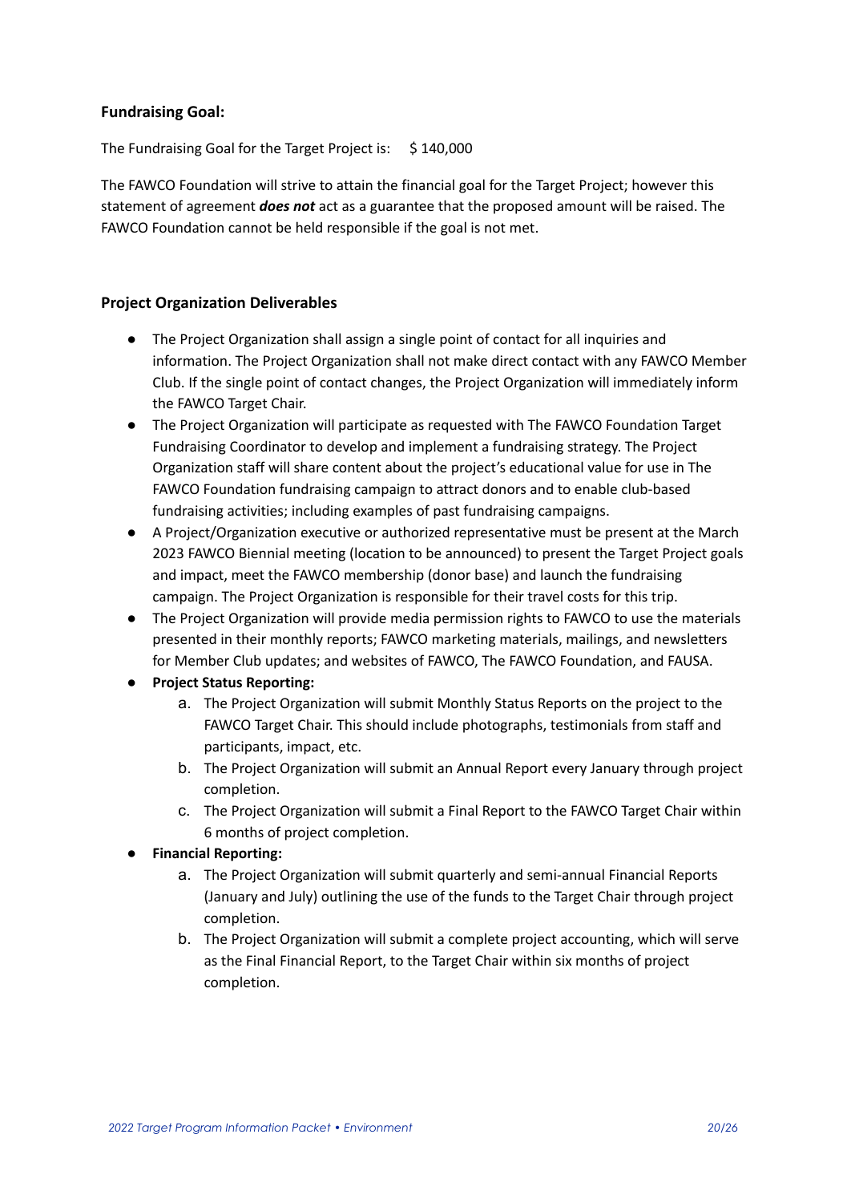### Fundraising Goal:

The Fundraising Goal for the Target Project is: $ 140,000

The FAWCO Foundation will strive to attain the financial goal for the Target Project; however this statement of agreement ***does not*** act as a guarantee that the proposed amount will be raised. The FAWCO Foundation cannot be held responsible if the goal is not met.

### Project Organization Deliverables

- The Project Organization shall assign a single point of contact for all inquiries and information. The Project Organization shall not make direct contact with any FAWCO Member Club. If the single point of contact changes, the Project Organization will immediately inform the FAWCO Target Chair.
- The Project Organization will participate as requested with The FAWCO Foundation Target Fundraising Coordinator to develop and implement a fundraising strategy. The Project Organization staff will share content about the project's educational value for use in The FAWCO Foundation fundraising campaign to attract donors and to enable club-based fundraising activities; including examples of past fundraising campaigns.
- A Project/Organization executive or authorized representative must be present at the March 2023 FAWCO Biennial meeting (location to be announced) to present the Target Project goals and impact, meet the FAWCO membership (donor base) and launch the fundraising campaign. The Project Organization is responsible for their travel costs for this trip.
- The Project Organization will provide media permission rights to FAWCO to use the materials presented in their monthly reports; FAWCO marketing materials, mailings, and newsletters for Member Club updates; and websites of FAWCO, The FAWCO Foundation, and FAUSA.
- **Project Status Reporting:**
    a. The Project Organization will submit Monthly Status Reports on the project to the FAWCO Target Chair. This should include photographs, testimonials from staff and participants, impact, etc.
    b. The Project Organization will submit an Annual Report every January through project completion.
    c. The Project Organization will submit a Final Report to the FAWCO Target Chair within 6 months of project completion.
- **Financial Reporting:**
    a. The Project Organization will submit quarterly and semi-annual Financial Reports (January and July) outlining the use of the funds to the Target Chair through project completion.
    b. The Project Organization will submit a complete project accounting, which will serve as the Final Financial Report, to the Target Chair within six months of project completion.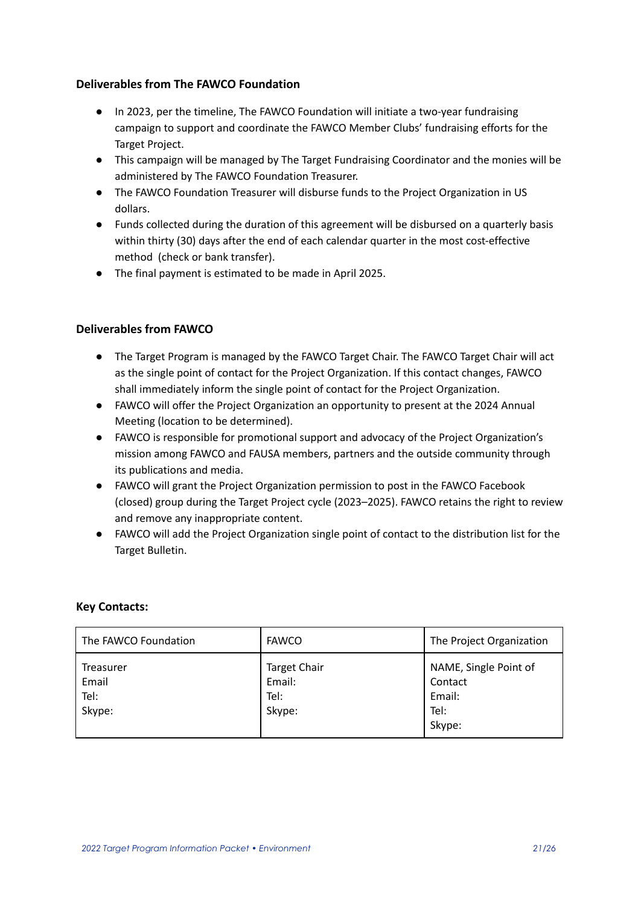### Deliverables from The FAWCO Foundation

- In 2023, per the timeline, The FAWCO Foundation will initiate a two-year fundraising campaign to support and coordinate the FAWCO Member Clubs' fundraising efforts for the Target Project.
- This campaign will be managed by The Target Fundraising Coordinator and the monies will be administered by The FAWCO Foundation Treasurer.
- The FAWCO Foundation Treasurer will disburse funds to the Project Organization in US dollars.
- Funds collected during the duration of this agreement will be disbursed on a quarterly basis within thirty (30) days after the end of each calendar quarter in the most cost-effective method (check or bank transfer).
- The final payment is estimated to be made in April 2025.

### Deliverables from FAWCO

- The Target Program is managed by the FAWCO Target Chair. The FAWCO Target Chair will act as the single point of contact for the Project Organization. If this contact changes, FAWCO shall immediately inform the single point of contact for the Project Organization.
- FAWCO will offer the Project Organization an opportunity to present at the 2024 Annual Meeting (location to be determined).
- FAWCO is responsible for promotional support and advocacy of the Project Organization's mission among FAWCO and FAUSA members, partners and the outside community through its publications and media.
- FAWCO will grant the Project Organization permission to post in the FAWCO Facebook (closed) group during the Target Project cycle (2023–2025). FAWCO retains the right to review and remove any inappropriate content.
- FAWCO will add the Project Organization single point of contact to the distribution list for the Target Bulletin.

### Key Contacts:

| The FAWCO Foundation | FAWCO | The Project Organization |
|---|---|---|
| Treasurer<br>Email<br>Tel:<br>Skype: | Target Chair<br>Email:<br>Tel:<br>Skype: | NAME, Single Point of Contact<br>Email:<br>Tel:<br>Skype: |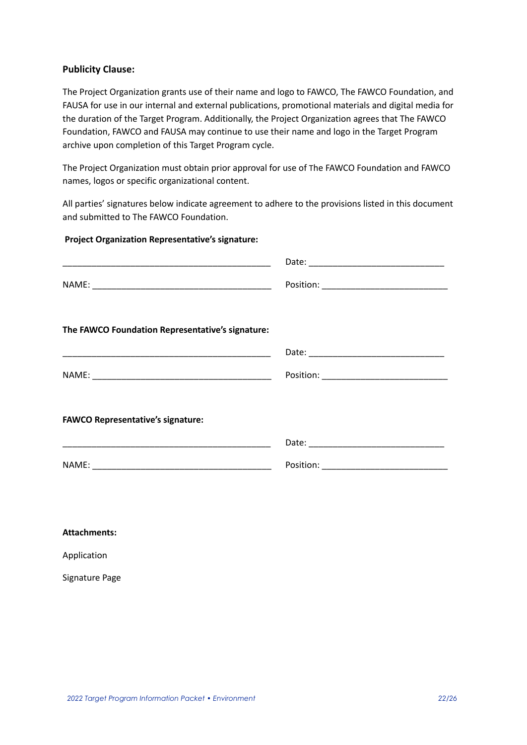**Publicity Clause:**

The Project Organization grants use of their name and logo to FAWCO, The FAWCO Foundation, and FAUSA for use in our internal and external publications, promotional materials and digital media for the duration of the Target Program. Additionally, the Project Organization agrees that The FAWCO Foundation, FAWCO and FAUSA may continue to use their name and logo in the Target Program archive upon completion of this Target Program cycle.

The Project Organization must obtain prior approval for use of The FAWCO Foundation and FAWCO names, logos or specific organizational content.

All parties' signatures below indicate agreement to adhere to the provisions listed in this document and submitted to The FAWCO Foundation.

**Project Organization Representative's signature:**

_____________________________________________ Date: _____________________________

NAME: _______________________________________ Position: ___________________________

**The FAWCO Foundation Representative's signature:**

_____________________________________________ Date: _____________________________

NAME: _______________________________________ Position: ___________________________

**FAWCO Representative's signature:**

_____________________________________________ Date: _____________________________

NAME: _______________________________________ Position: ___________________________

**Attachments:**

Application

Signature Page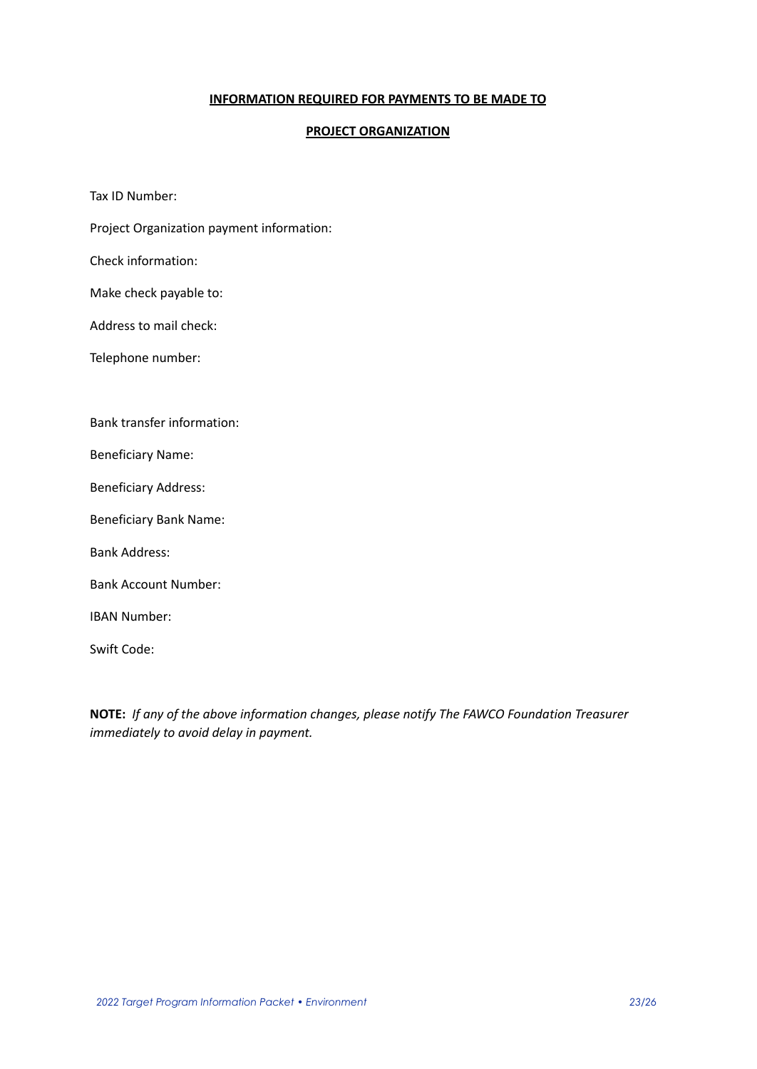**INFORMATION REQUIRED FOR PAYMENTS TO BE MADE TO**

**PROJECT ORGANIZATION**

Tax ID Number:

Project Organization payment information:

Check information:

Make check payable to:

Address to mail check:

Telephone number:

Bank transfer information:

Beneficiary Name:

Beneficiary Address:

Beneficiary Bank Name:

Bank Address:

Bank Account Number:

IBAN Number:

Swift Code:

**NOTE:** *If any of the above information changes, please notify The FAWCO Foundation Treasurer immediately to avoid delay in payment.*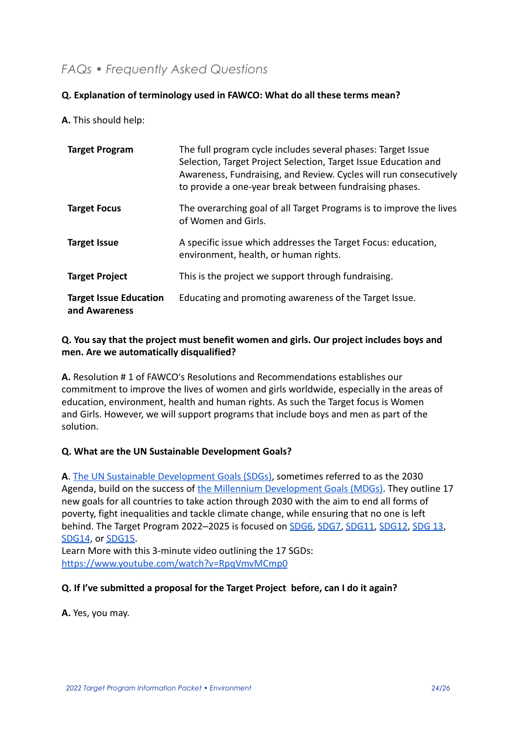## *FAQs • Frequently Asked Questions*

**Q. Explanation of terminology used in FAWCO: What do all these terms mean?**

**A.** This should help:

| | |
|---|---|
| **Target Program** | The full program cycle includes several phases: Target Issue Selection, Target Project Selection, Target Issue Education and Awareness, Fundraising, and Review. Cycles will run consecutively to provide a one-year break between fundraising phases. |
| **Target Focus** | The overarching goal of all Target Programs is to improve the lives of Women and Girls. |
| **Target Issue** | A specific issue which addresses the Target Focus: education, environment, health, or human rights. |
| **Target Project** | This is the project we support through fundraising. |
| **Target Issue Education and Awareness** | Educating and promoting awareness of the Target Issue. |

**Q. You say that the project must benefit women and girls. Our project includes boys and men. Are we automatically disqualified?**

**A.** Resolution # 1 of FAWCO's Resolutions and Recommendations establishes our commitment to improve the lives of women and girls worldwide, especially in the areas of education, environment, health and human rights. As such the Target focus is Women and Girls. However, we will support programs that include boys and men as part of the solution.

**Q. What are the UN Sustainable Development Goals?**

**A**. The UN Sustainable Development Goals (SDGs), sometimes referred to as the 2030 Agenda, build on the success of the Millennium Development Goals (MDGs). They outline 17 new goals for all countries to take action through 2030 with the aim to end all forms of poverty, fight inequalities and tackle climate change, while ensuring that no one is left behind. The Target Program 2022–2025 is focused on SDG6, SDG7, SDG11, SDG12, SDG 13, SDG14, or SDG15.
Learn More with this 3-minute video outlining the 17 SGDs: https://www.youtube.com/watch?v=RpqVmvMCmp0

**Q. If I've submitted a proposal for the Target Project before, can I do it again?**

**A.** Yes, you may.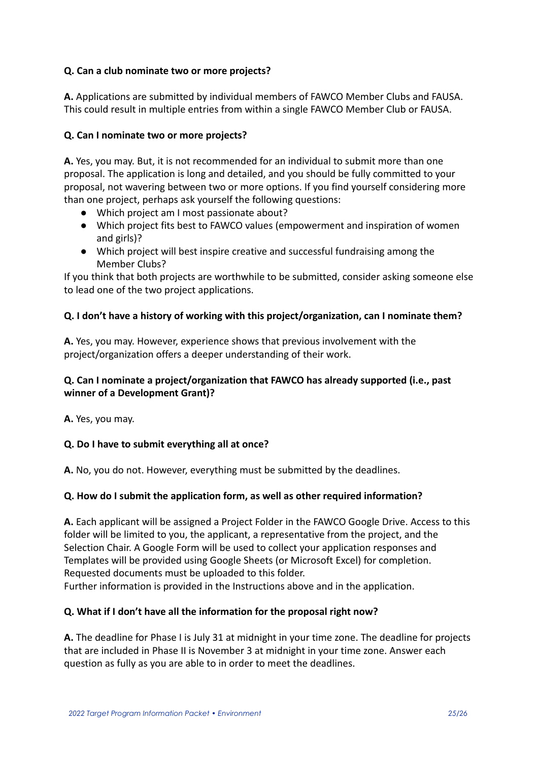**Q. Can a club nominate two or more projects?**

**A.** Applications are submitted by individual members of FAWCO Member Clubs and FAUSA. This could result in multiple entries from within a single FAWCO Member Club or FAUSA.

**Q. Can I nominate two or more projects?**

**A.** Yes, you may. But, it is not recommended for an individual to submit more than one proposal. The application is long and detailed, and you should be fully committed to your proposal, not wavering between two or more options. If you find yourself considering more than one project, perhaps ask yourself the following questions:

- Which project am I most passionate about?
- Which project fits best to FAWCO values (empowerment and inspiration of women and girls)?
- Which project will best inspire creative and successful fundraising among the Member Clubs?

If you think that both projects are worthwhile to be submitted, consider asking someone else to lead one of the two project applications.

**Q. I don't have a history of working with this project/organization, can I nominate them?**

**A.** Yes, you may. However, experience shows that previous involvement with the project/organization offers a deeper understanding of their work.

**Q. Can I nominate a project/organization that FAWCO has already supported (i.e., past winner of a Development Grant)?**

**A.** Yes, you may.

**Q. Do I have to submit everything all at once?**

**A.** No, you do not. However, everything must be submitted by the deadlines.

**Q. How do I submit the application form, as well as other required information?**

**A.** Each applicant will be assigned a Project Folder in the FAWCO Google Drive. Access to this folder will be limited to you, the applicant, a representative from the project, and the Selection Chair. A Google Form will be used to collect your application responses and Templates will be provided using Google Sheets (or Microsoft Excel) for completion. Requested documents must be uploaded to this folder.
Further information is provided in the Instructions above and in the application.

**Q. What if I don't have all the information for the proposal right now?**

**A.** The deadline for Phase I is July 31 at midnight in your time zone. The deadline for projects that are included in Phase II is November 3 at midnight in your time zone. Answer each question as fully as you are able to in order to meet the deadlines.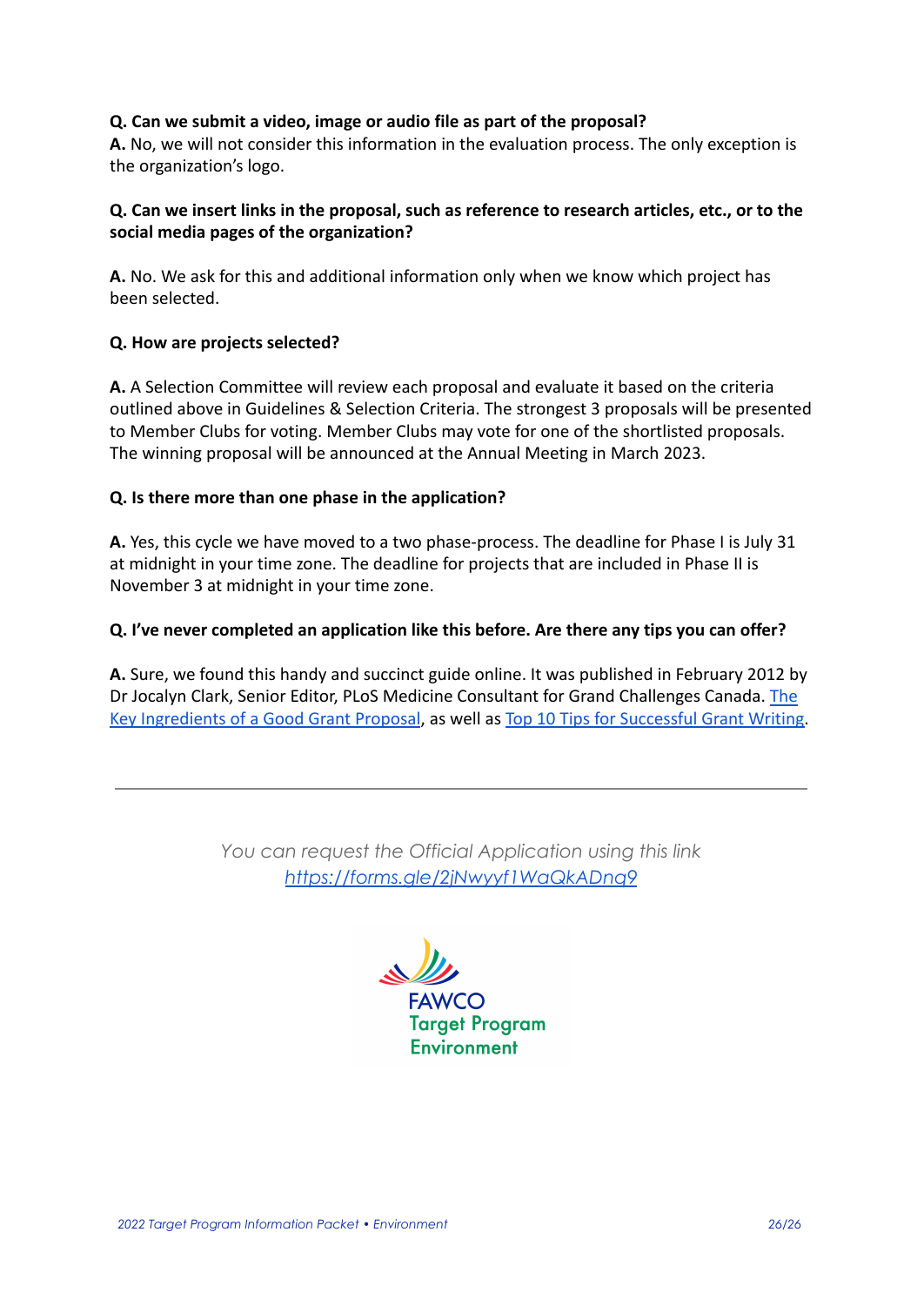**Q. Can we submit a video, image or audio file as part of the proposal?**
**A.** No, we will not consider this information in the evaluation process. The only exception is the organization's logo.

**Q. Can we insert links in the proposal, such as reference to research articles, etc., or to the social media pages of the organization?**

**A.** No. We ask for this and additional information only when we know which project has been selected.

**Q. How are projects selected?**

**A.** A Selection Committee will review each proposal and evaluate it based on the criteria outlined above in Guidelines & Selection Criteria. The strongest 3 proposals will be presented to Member Clubs for voting. Member Clubs may vote for one of the shortlisted proposals. The winning proposal will be announced at the Annual Meeting in March 2023.

**Q. Is there more than one phase in the application?**

**A.** Yes, this cycle we have moved to a two phase-process. The deadline for Phase I is July 31 at midnight in your time zone. The deadline for projects that are included in Phase II is November 3 at midnight in your time zone.

**Q. I've never completed an application like this before. Are there any tips you can offer?**

**A.** Sure, we found this handy and succinct guide online. It was published in February 2012 by Dr Jocalyn Clark, Senior Editor, PLoS Medicine Consultant for Grand Challenges Canada. The Key Ingredients of a Good Grant Proposal, as well as Top 10 Tips for Successful Grant Writing.

---

*You can request the Official Application using this link*
*https://forms.gle/2jNwyyf1WaQkADnq9*

FAWCO
Target Program
Environment